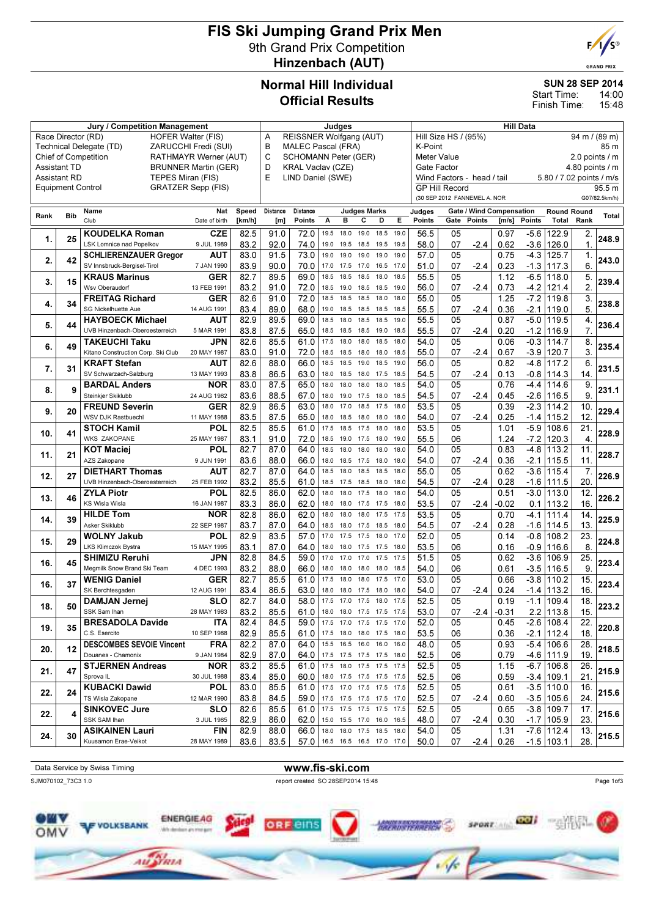# FIS Ski Jumping Grand Prix Men

## 9th Grand Prix Competition

## Hinzenbach (AUT)

### Normal Hill Individual
### Official Results

**SUN 28 SEP 2014**
Start Time: 14:00
Finish Time: 15:48

| Jury / Competition Management | | Judges | | Hill Data | |
|---|---|---|---|---|---|
| Race Director (RD) | HOFER Walter (FIS) | A | REISSNER Wolfgang (AUT) | Hill Size HS / (95%) | 94 m / (89 m) |
| Technical Delegate (TD) | ZARUCCHI Fredi (SUI) | B | MALEC Pascal (FRA) | K-Point | 85 m |
| Chief of Competition | RATHMAYR Werner (AUT) | C | SCHOMANN Peter (GER) | Meter Value | 2.0 points / m |
| Assistant TD | BRUNNER Martin (GER) | D | KRAL Vaclav (CZE) | Gate Factor | 4.80 points / m |
| Assistant RD | TEPES Miran (FIS) | E | LIND Daniel (SWE) | Wind Factors - head / tail | 5.80 / 7.02 points / m/s |
| Equipment Control | GRATZER Sepp (FIS) | | | GP Hill Record | 95.5 m |
| | | | | (30 SEP 2012 FANNEMEL A. NOR | G07/82.5km/h) |

| Rank | Bib | Name / Club | Nat / Date of birth | Speed [km/h] | Distance [m] | Distance Points | A | B | C | D | E | Judges Points | Gate | Gate Points | Wind [m/s] | Wind Points | Round Total | Round Rank | Total |
|---|---|---|---|---|---|---|---|---|---|---|---|---|---|---|---|---|---|---|---|
| 1. | 25 | KOUDELKA Roman | CZE | 82.5 | 91.0 | 72.0 | 19.5 | 18.0 | 19.0 | 18.5 | 19.0 | 56.5 | 05 | | 0.97 | -5.6 | 122.9 | 2. | 248.9 |
| | | LSK Lomnice nad Popelkov | 9 JUL 1989 | 83.2 | 92.0 | 74.0 | 19.0 | 19.5 | 18.5 | 19.5 | 19.5 | 58.0 | 07 | -2.4 | 0.62 | -3.6 | 126.0 | 1. | |
| 2. | 42 | SCHLIERENZAUER Gregor | AUT | 83.0 | 91.5 | 73.0 | 19.0 | 19.0 | 19.0 | 19.0 | 19.0 | 57.0 | 05 | | 0.75 | -4.3 | 125.7 | 1. | 243.0 |
| | | SV Innsbruck-Bergisel-Tirol | 7 JAN 1990 | 83.9 | 90.0 | 70.0 | 17.0 | 17.5 | 17.0 | 16.5 | 17.0 | 51.0 | 07 | -2.4 | 0.23 | -1.3 | 117.3 | 6. | |
| 3. | 15 | KRAUS Marinus | GER | 82.7 | 89.5 | 69.0 | 18.5 | 18.5 | 18.5 | 18.0 | 18.5 | 55.5 | 05 | | 1.12 | -6.5 | 118.0 | 5. | 239.4 |
| | | Wsv Oberaudorf | 13 FEB 1991 | 83.2 | 91.0 | 72.0 | 18.5 | 19.0 | 18.5 | 18.5 | 19.0 | 56.0 | 07 | -2.4 | 0.73 | -4.2 | 121.4 | 2. | |
| 4. | 34 | FREITAG Richard | GER | 82.6 | 91.0 | 72.0 | 18.5 | 18.5 | 18.5 | 18.0 | 18.0 | 55.0 | 05 | | 1.25 | -7.2 | 119.8 | 3. | 238.8 |
| | | SG Nickelhuette Aue | 14 AUG 1991 | 83.4 | 89.0 | 68.0 | 19.0 | 18.5 | 18.5 | 18.5 | 18.5 | 55.5 | 07 | -2.4 | 0.36 | -2.1 | 119.0 | 5. | |
| 5. | 44 | HAYBOECK Michael | AUT | 82.9 | 89.5 | 69.0 | 18.5 | 18.0 | 18.5 | 18.5 | 19.0 | 55.5 | 05 | | 0.87 | -5.0 | 119.5 | 4. | 236.4 |
| | | UVB Hinzenbach-Oberoesterreich | 5 MAR 1991 | 83.8 | 87.5 | 65.0 | 18.5 | 18.5 | 18.5 | 19.0 | 18.5 | 55.5 | 07 | -2.4 | 0.20 | -1.2 | 116.9 | 7. | |
| 6. | 49 | TAKEUCHI Taku | JPN | 82.6 | 85.5 | 61.0 | 17.5 | 18.0 | 18.0 | 18.5 | 18.0 | 54.0 | 05 | | 0.06 | -0.3 | 114.7 | 8. | 235.4 |
| | | Kitano Construction Corp. Ski Club | 20 MAY 1987 | 83.0 | 91.0 | 72.0 | 18.5 | 18.5 | 18.0 | 18.0 | 18.5 | 55.0 | 07 | -2.4 | 0.67 | -3.9 | 120.7 | 3. | |
| 7. | 31 | KRAFT Stefan | AUT | 82.6 | 88.0 | 66.0 | 18.5 | 18.5 | 19.0 | 18.5 | 19.0 | 56.0 | 05 | | 0.82 | -4.8 | 117.2 | 6. | 231.5 |
| | | SV Schwarzach-Salzburg | 13 MAY 1993 | 83.8 | 86.5 | 63.0 | 18.0 | 18.5 | 18.0 | 17.5 | 18.5 | 54.5 | 07 | -2.4 | 0.13 | -0.8 | 114.3 | 14. | |
| 8. | 9 | BARDAL Anders | NOR | 83.0 | 87.5 | 65.0 | 18.0 | 18.0 | 18.0 | 18.0 | 18.5 | 54.0 | 05 | | 0.76 | -4.4 | 114.6 | 9. | 231.1 |
| | | Steinkjer Skiklubb | 24 AUG 1982 | 83.6 | 88.5 | 67.0 | 18.0 | 19.0 | 17.5 | 18.0 | 18.5 | 54.5 | 07 | -2.4 | 0.45 | -2.6 | 116.5 | 9. | |
| 9. | 20 | FREUND Severin | GER | 82.9 | 86.5 | 63.0 | 18.0 | 17.0 | 18.5 | 17.5 | 18.0 | 53.5 | 05 | | 0.39 | -2.3 | 114.2 | 10. | 229.4 |
| | | WSV DJK Rastbuechl | 11 MAY 1988 | 83.5 | 87.5 | 65.0 | 18.0 | 18.5 | 18.0 | 18.0 | 18.0 | 54.0 | 07 | -2.4 | 0.25 | -1.4 | 115.2 | 12. | |
| 10. | 41 | STOCH Kamil | POL | 82.5 | 85.5 | 61.0 | 17.5 | 18.5 | 17.5 | 18.0 | 18.0 | 53.5 | 05 | | 1.01 | -5.9 | 108.6 | 21. | 228.9 |
| | | WKS ZAKOPANE | 25 MAY 1987 | 83.1 | 91.0 | 72.0 | 18.5 | 19.0 | 17.5 | 18.0 | 19.0 | 55.5 | 06 | | 1.24 | -7.2 | 120.3 | 4. | |
| 11. | 21 | KOT Maciej | POL | 82.7 | 87.0 | 64.0 | 18.5 | 18.0 | 18.0 | 18.0 | 18.0 | 54.0 | 05 | | 0.83 | -4.8 | 113.2 | 11. | 228.7 |
| | | AZS Zakopane | 9 JUN 1991 | 83.6 | 88.0 | 66.0 | 18.0 | 18.5 | 17.5 | 18.0 | 18.0 | 54.0 | 07 | -2.4 | 0.36 | -2.1 | 115.5 | 11. | |
| 12. | 27 | DIETHART Thomas | AUT | 82.7 | 87.0 | 64.0 | 18.5 | 18.0 | 18.5 | 18.5 | 18.0 | 55.0 | 05 | | 0.62 | -3.6 | 115.4 | 7. | 226.9 |
| | | UVB Hinzenbach-Oberoesterreich | 25 FEB 1992 | 83.2 | 85.5 | 61.0 | 18.5 | 17.5 | 18.5 | 18.0 | 18.0 | 54.5 | 07 | -2.4 | 0.28 | -1.6 | 111.5 | 20. | |
| 13. | 46 | ZYLA Piotr | POL | 82.5 | 86.0 | 62.0 | 18.0 | 18.0 | 17.5 | 18.0 | 18.0 | 54.0 | 05 | | 0.51 | -3.0 | 113.0 | 12. | 226.2 |
| | | KS Wisla Wisla | 16 JAN 1987 | 83.3 | 86.0 | 62.0 | 18.0 | 18.0 | 17.5 | 17.5 | 18.0 | 53.5 | 07 | -2.4 | -0.02 | 0.1 | 113.2 | 16. | |
| 14. | 39 | HILDE Tom | NOR | 82.8 | 86.0 | 62.0 | 18.0 | 18.0 | 18.0 | 17.5 | 17.5 | 53.5 | 05 | | 0.70 | -4.1 | 111.4 | 14. | 225.9 |
| | | Asker Skiklubb | 22 SEP 1987 | 83.7 | 87.0 | 64.0 | 18.5 | 18.0 | 17.5 | 18.5 | 18.0 | 54.5 | 07 | -2.4 | 0.28 | -1.6 | 114.5 | 13. | |
| 15. | 29 | WOLNY Jakub | POL | 82.9 | 83.5 | 57.0 | 17.0 | 17.5 | 17.5 | 18.0 | 17.0 | 52.0 | 05 | | 0.14 | -0.8 | 108.2 | 23. | 224.8 |
| | | LKS Klimczok Bystra | 15 MAY 1995 | 83.1 | 87.0 | 64.0 | 18.0 | 18.0 | 17.5 | 17.5 | 18.0 | 53.5 | 06 | | 0.16 | -0.9 | 116.6 | 8. | |
| 16. | 45 | SHIMIZU Reruhi | JPN | 82.8 | 84.5 | 59.0 | 17.0 | 17.0 | 17.0 | 17.5 | 17.5 | 51.5 | 05 | | 0.62 | -3.6 | 106.9 | 25. | 223.4 |
| | | Megmilk Snow Brand Ski Team | 4 DEC 1993 | 83.2 | 88.0 | 66.0 | 18.0 | 18.0 | 18.0 | 18.0 | 18.5 | 54.0 | 06 | | 0.61 | -3.5 | 116.5 | 9. | |
| 16. | 37 | WENIG Daniel | GER | 82.7 | 85.5 | 61.0 | 17.5 | 18.0 | 18.0 | 17.5 | 17.0 | 53.0 | 05 | | 0.66 | -3.8 | 110.2 | 15. | 223.4 |
| | | SK Berchtesgaden | 12 AUG 1991 | 83.4 | 86.5 | 63.0 | 18.0 | 18.0 | 17.5 | 18.0 | 18.0 | 54.0 | 07 | -2.4 | 0.24 | -1.4 | 113.2 | 16. | |
| 18. | 50 | DAMJAN Jernej | SLO | 82.7 | 84.0 | 58.0 | 17.5 | 17.0 | 17.5 | 18.0 | 17.5 | 52.5 | 05 | | 0.19 | -1.1 | 109.4 | 18. | 223.2 |
| | | SSK Sam Ihan | 28 MAY 1983 | 83.2 | 85.5 | 61.0 | 18.0 | 18.0 | 17.5 | 17.5 | 17.5 | 53.0 | 07 | -2.4 | -0.31 | 2.2 | 113.8 | 15. | |
| 19. | 35 | BRESADOLA Davide | ITA | 82.4 | 84.5 | 59.0 | 17.5 | 17.0 | 17.5 | 17.5 | 17.0 | 52.0 | 05 | | 0.45 | -2.6 | 108.4 | 22. | 220.8 |
| | | C.S. Esercito | 10 SEP 1988 | 82.9 | 85.5 | 61.0 | 17.5 | 18.0 | 18.0 | 17.5 | 18.0 | 53.5 | 06 | | 0.36 | -2.1 | 112.4 | 18. | |
| 20. | 12 | DESCOMBES SEVOIE Vincent | FRA | 82.2 | 87.0 | 64.0 | 15.5 | 16.5 | 16.0 | 16.0 | 16.0 | 48.0 | 05 | | 0.93 | -5.4 | 106.6 | 28. | 218.5 |
| | | Douanes - Chamonix | 9 JAN 1984 | 82.9 | 87.0 | 64.0 | 17.5 | 17.5 | 17.5 | 17.5 | 17.5 | 52.5 | 06 | | 0.79 | -4.6 | 111.9 | 19. | |
| 21. | 47 | STJERNEN Andreas | NOR | 83.2 | 85.5 | 61.0 | 17.5 | 18.0 | 17.5 | 17.5 | 17.5 | 52.5 | 05 | | 1.15 | -6.7 | 106.8 | 26. | 215.9 |
| | | Sprova IL | 30 JUL 1988 | 83.4 | 85.0 | 60.0 | 18.0 | 17.5 | 17.5 | 17.5 | 17.5 | 52.5 | 06 | | 0.59 | -3.4 | 109.1 | 21. | |
| 22. | 24 | KUBACKI Dawid | POL | 83.0 | 85.5 | 61.0 | 17.5 | 17.0 | 17.5 | 17.5 | 17.5 | 52.5 | 05 | | 0.61 | -3.5 | 110.0 | 16. | 215.6 |
| | | TS Wisla Zakopane | 12 MAR 1990 | 83.8 | 84.5 | 59.0 | 17.5 | 17.5 | 17.5 | 17.5 | 17.0 | 52.5 | 07 | -2.4 | 0.60 | -3.5 | 105.6 | 24. | |
| 22. | 4 | SINKOVEC Jure | SLO | 82.6 | 85.5 | 61.0 | 17.5 | 17.5 | 17.5 | 17.5 | 17.5 | 52.5 | 05 | | 0.65 | -3.8 | 109.7 | 17. | 215.6 |
| | | SSK SAM Ihan | 3 JUL 1985 | 82.9 | 86.0 | 62.0 | 15.0 | 15.5 | 17.0 | 16.0 | 16.5 | 48.0 | 07 | -2.4 | 0.30 | -1.7 | 105.9 | 23. | |
| 24. | 30 | ASIKAINEN Lauri | FIN | 82.9 | 88.0 | 66.0 | 18.0 | 18.0 | 17.5 | 18.5 | 18.0 | 54.0 | 05 | | 1.31 | -7.6 | 112.4 | 13. | 215.5 |
| | | Kuusamon Erae-Veikot | 28 MAY 1989 | 83.6 | 83.5 | 57.0 | 16.5 | 16.5 | 16.5 | 17.0 | 17.0 | 50.0 | 07 | -2.4 | 0.26 | -1.5 | 103.1 | 28. | |

Data Service by Swiss Timing

www.fis-ski.com

SJM070102_73C3 1.0 report created SO 28SEP2014 15:48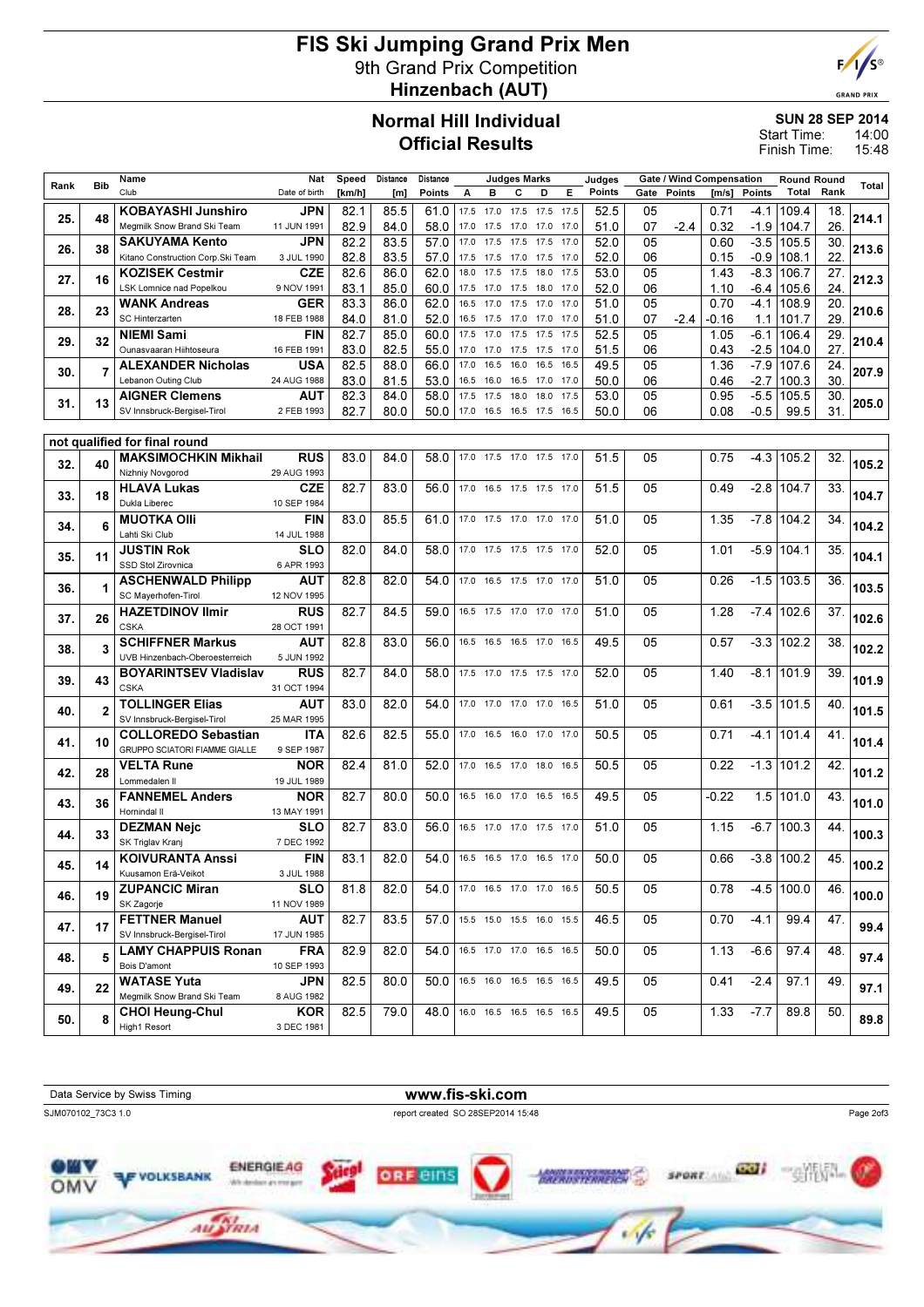# FIS Ski Jumping Grand Prix Men

## 9th Grand Prix Competition

## Hinzenbach (AUT)

## Normal Hill Individual Official Results

**SUN 28 SEP 2014**
Start Time: 14:00
Finish Time: 15:48

| Rank | Bib | Name / Club | Nat / Date of birth | Speed [km/h] | Distance [m] | Distance Points | A | B | C | D | E | Judges Points | Gate | Gate Points | Wind [m/s] | Wind Points | Round Total | Round Rank | Total |
|---|---|---|---|---|---|---|---|---|---|---|---|---|---|---|---|---|---|---|---|
| 25. | 48 | KOBAYASHI Junshiro / Megmilk Snow Brand Ski Team | JPN / 11 JUN 1991 | 82.1 / 82.9 | 85.5 / 84.0 | 61.0 / 58.0 | 17.5 / 17.0 | 17.0 / 17.5 | 17.5 / 17.0 | 17.5 / 17.0 | 17.5 / 17.0 | 52.5 / 51.0 | 05 / 07 | / -2.4 | 0.71 / 0.32 | -4.1 / -1.9 | 109.4 / 104.7 | 18. / 26. | 214.1 |
| 26. | 38 | SAKUYAMA Kento / Kitano Construction Corp.Ski Team | JPN / 3 JUL 1990 | 82.2 / 82.8 | 83.5 / 83.5 | 57.0 / 57.0 | 17.0 / 17.5 | 17.5 / 17.5 | 17.5 / 17.0 | 17.5 / 17.5 | 17.0 / 17.0 | 52.0 / 52.0 | 05 / 06 | | 0.60 / 0.15 | -3.5 / -0.9 | 105.5 / 108.1 | 30. / 22. | 213.6 |
| 27. | 16 | KOZISEK Cestmir / LSK Lomnice nad Popelkou | CZE / 9 NOV 1991 | 82.6 / 83.1 | 86.0 / 85.0 | 62.0 / 60.0 | 18.0 / 17.5 | 17.5 / 17.0 | 17.5 / 17.5 | 18.0 / 18.0 | 17.5 / 17.0 | 53.0 / 52.0 | 05 / 06 | | 1.43 / 1.10 | -8.3 / -6.4 | 106.7 / 105.6 | 27. / 24. | 212.3 |
| 28. | 23 | WANK Andreas / SC Hinterzarten | GER / 18 FEB 1988 | 83.3 / 84.0 | 86.0 / 81.0 | 62.0 / 52.0 | 16.5 / 16.5 | 17.0 / 17.5 | 17.5 / 17.0 | 17.0 / 17.0 | 17.0 / 17.0 | 51.0 / 51.0 | 05 / 07 | / -2.4 | 0.70 / -0.16 | -4.1 / 1.1 | 108.9 / 101.7 | 20. / 29. | 210.6 |
| 29. | 32 | NIEMI Sami / Ounasvaaran Hiihtoseura | FIN / 16 FEB 1991 | 82.7 / 83.0 | 85.0 / 82.5 | 60.0 / 55.0 | 17.5 / 17.0 | 17.0 / 17.0 | 17.5 / 17.5 | 17.5 / 17.5 | 17.5 / 17.0 | 52.5 / 51.5 | 05 / 06 | | 1.05 / 0.43 | -6.1 / -2.5 | 106.4 / 104.0 | 29. / 27. | 210.4 |
| 30. | 7 | ALEXANDER Nicholas / Lebanon Outing Club | USA / 24 AUG 1988 | 82.5 / 83.0 | 88.0 / 81.5 | 66.0 / 53.0 | 17.0 / 16.5 | 16.5 / 16.0 | 16.0 / 16.5 | 16.5 / 17.0 | 16.5 / 17.0 | 49.5 / 50.0 | 05 / 06 | | 1.36 / 0.46 | -7.9 / -2.7 | 107.6 / 100.3 | 24. / 30. | 207.9 |
| 31. | 13 | AIGNER Clemens / SV Innsbruck-Bergisel-Tirol | AUT / 2 FEB 1993 | 82.3 / 82.7 | 84.0 / 80.0 | 58.0 / 50.0 | 17.5 / 17.0 | 17.5 / 16.5 | 18.0 / 16.5 | 18.0 / 17.5 | 17.5 / 16.5 | 53.0 / 50.0 | 05 / 06 | | 0.95 / 0.08 | -5.5 / -0.5 | 105.5 / 99.5 | 30. / 31. | 205.0 |

**not qualified for final round**

| Rank | Bib | Name / Club | Nat / Date of birth | Speed [km/h] | Distance [m] | Distance Points | A | B | C | D | E | Judges Points | Gate | Gate Points | Wind [m/s] | Wind Points | Round Total | Round Rank | Total |
|---|---|---|---|---|---|---|---|---|---|---|---|---|---|---|---|---|---|---|---|
| 32. | 40 | MAKSIMOCHKIN Mikhail / Nizhniy Novgorod | RUS / 29 AUG 1993 | 83.0 | 84.0 | 58.0 | 17.0 | 17.5 | 17.0 | 17.5 | 17.0 | 51.5 | 05 | | 0.75 | -4.3 | 105.2 | 32. | 105.2 |
| 33. | 18 | HLAVA Lukas / Dukla Liberec | CZE / 10 SEP 1984 | 82.7 | 83.0 | 56.0 | 17.0 | 16.5 | 17.5 | 17.5 | 17.0 | 51.5 | 05 | | 0.49 | -2.8 | 104.7 | 33. | 104.7 |
| 34. | 6 | MUOTKA Olli / Lahti Ski Club | FIN / 14 JUL 1988 | 83.0 | 85.5 | 61.0 | 17.0 | 17.5 | 17.0 | 17.0 | 17.0 | 51.0 | 05 | | 1.35 | -7.8 | 104.2 | 34. | 104.2 |
| 35. | 11 | JUSTIN Rok / SSD Stol Zirovnica | SLO / 6 APR 1993 | 82.0 | 84.0 | 58.0 | 17.0 | 17.5 | 17.5 | 17.5 | 17.0 | 52.0 | 05 | | 1.01 | -5.9 | 104.1 | 35. | 104.1 |
| 36. | 1 | ASCHENWALD Philipp / SC Mayerhofen-Tirol | AUT / 12 NOV 1995 | 82.8 | 82.0 | 54.0 | 17.0 | 16.5 | 17.5 | 17.0 | 17.0 | 51.0 | 05 | | 0.26 | -1.5 | 103.5 | 36. | 103.5 |
| 37. | 26 | HAZETDINOV Ilmir / CSKA | RUS / 28 OCT 1991 | 82.7 | 84.5 | 59.0 | 16.5 | 17.5 | 17.0 | 17.0 | 17.0 | 51.0 | 05 | | 1.28 | -7.4 | 102.6 | 37. | 102.6 |
| 38. | 3 | SCHIFFNER Markus / UVB Hinzenbach-Oberoesterreich | AUT / 5 JUN 1992 | 82.8 | 83.0 | 56.0 | 16.5 | 16.5 | 16.5 | 17.0 | 16.5 | 49.5 | 05 | | 0.57 | -3.3 | 102.2 | 38. | 102.2 |
| 39. | 43 | BOYARINTSEV Vladislav / CSKA | RUS / 31 OCT 1994 | 82.7 | 84.0 | 58.0 | 17.5 | 17.0 | 17.5 | 17.5 | 17.0 | 52.0 | 05 | | 1.40 | -8.1 | 101.9 | 39. | 101.9 |
| 40. | 2 | TOLLINGER Elias / SV Innsbruck-Bergisel-Tirol | AUT / 25 MAR 1995 | 83.0 | 82.0 | 54.0 | 17.0 | 17.0 | 17.0 | 17.0 | 16.5 | 51.0 | 05 | | 0.61 | -3.5 | 101.5 | 40. | 101.5 |
| 41. | 10 | COLLOREDO Sebastian / GRUPPO SCIATORI FIAMME GIALLE | ITA / 9 SEP 1987 | 82.6 | 82.5 | 55.0 | 17.0 | 16.5 | 16.0 | 17.0 | 17.0 | 50.5 | 05 | | 0.71 | -4.1 | 101.4 | 41. | 101.4 |
| 42. | 28 | VELTA Rune / Lommedalen Il | NOR / 19 JUL 1989 | 82.4 | 81.0 | 52.0 | 17.0 | 16.5 | 17.0 | 18.0 | 16.5 | 50.5 | 05 | | 0.22 | -1.3 | 101.2 | 42. | 101.2 |
| 43. | 36 | FANNEMEL Anders / Hornindal Il | NOR / 13 MAY 1991 | 82.7 | 80.0 | 50.0 | 16.5 | 16.0 | 17.0 | 16.5 | 16.5 | 49.5 | 05 | | -0.22 | 1.5 | 101.0 | 43. | 101.0 |
| 44. | 33 | DEZMAN Nejc / SK Triglav Kranj | SLO / 7 DEC 1992 | 82.7 | 83.0 | 56.0 | 16.5 | 17.0 | 17.0 | 17.5 | 17.0 | 51.0 | 05 | | 1.15 | -6.7 | 100.3 | 44. | 100.3 |
| 45. | 14 | KOIVURANTA Anssi / Kuusamon Erä-Veikot | FIN / 3 JUL 1988 | 83.1 | 82.0 | 54.0 | 16.5 | 16.5 | 17.0 | 16.5 | 17.0 | 50.0 | 05 | | 0.66 | -3.8 | 100.2 | 45. | 100.2 |
| 46. | 19 | ZUPANCIC Miran / SK Zagorje | SLO / 11 NOV 1989 | 81.8 | 82.0 | 54.0 | 17.0 | 16.5 | 17.0 | 17.0 | 16.5 | 50.5 | 05 | | 0.78 | -4.5 | 100.0 | 46. | 100.0 |
| 47. | 17 | FETTNER Manuel / SV Innsbruck-Bergisel-Tirol | AUT / 17 JUN 1985 | 82.7 | 83.5 | 57.0 | 15.5 | 15.0 | 15.5 | 16.0 | 15.5 | 46.5 | 05 | | 0.70 | -4.1 | 99.4 | 47. | 99.4 |
| 48. | 5 | LAMY CHAPPUIS Ronan / Bois D'amont | FRA / 10 SEP 1993 | 82.9 | 82.0 | 54.0 | 16.5 | 17.0 | 17.0 | 16.5 | 16.5 | 50.0 | 05 | | 1.13 | -6.6 | 97.4 | 48. | 97.4 |
| 49. | 22 | WATASE Yuta / Megmilk Snow Brand Ski Team | JPN / 8 AUG 1982 | 82.5 | 80.0 | 50.0 | 16.5 | 16.0 | 16.5 | 16.5 | 16.5 | 49.5 | 05 | | 0.41 | -2.4 | 97.1 | 49. | 97.1 |
| 50. | 8 | CHOI Heung-Chul / High1 Resort | KOR / 3 DEC 1981 | 82.5 | 79.0 | 48.0 | 16.0 | 16.5 | 16.5 | 16.5 | 16.5 | 49.5 | 05 | | 1.33 | -7.7 | 89.8 | 50. | 89.8 |

Data Service by Swiss Timing — www.fis-ski.com

SJM070102_73C3 1.0 — report created SO 28SEP2014 15:48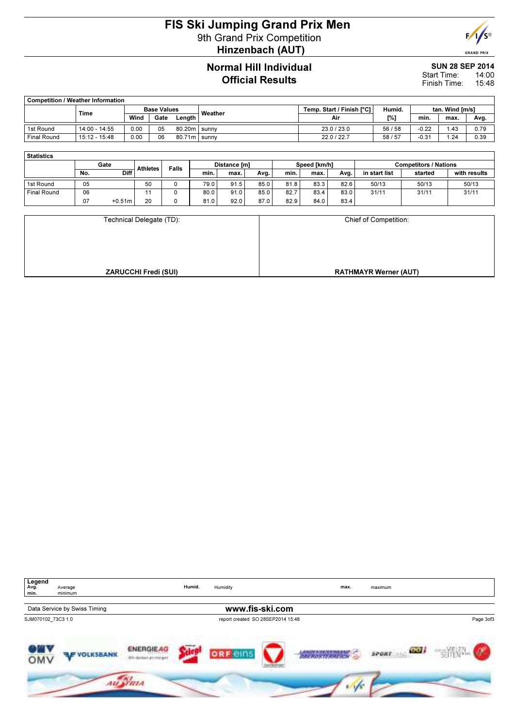# FIS Ski Jumping Grand Prix Men

9th Grand Prix Competition

**Hinzenbach (AUT)**

## Normal Hill Individual
## Official Results

**SUN 28 SEP 2014**
Start Time: 14:00
Finish Time: 15:48

**Competition / Weather Information**

| | Time | Base Values | | | Weather | Temp. Start / Finish [°C] | Humid. | tan. Wind [m/s] | | |
|---|---|---|---|---|---|---|---|---|---|---|
| | | Wind | Gate | Length | | Air | [%] | min. | max. | Avg. |
| 1st Round | 14:00 - 14:55 | 0.00 | 05 | 80.20m | sunny | 23.0 / 23.0 | 56 / 58 | -0.22 | 1.43 | 0.79 |
| Final Round | 15:12 - 15:48 | 0.00 | 06 | 80.71m | sunny | 22.0 / 22.7 | 58 / 57 | -0.31 | 1.24 | 0.39 |

**Statistics**

| | Gate | | Athletes | Falls | Distance [m] | | | Speed [km/h] | | | Competitors / Nations | | |
|---|---|---|---|---|---|---|---|---|---|---|---|---|---|
| | No. | Diff | | | min. | max. | Avg. | min. | max. | Avg. | in start list | started | with results |
| 1st Round | 05 | | 50 | 0 | 79.0 | 91.5 | 85.0 | 81.8 | 83.3 | 82.6 | 50/13 | 50/13 | 50/13 |
| Final Round | 06 | | 11 | 0 | 80.0 | 91.0 | 85.0 | 82.7 | 83.4 | 83.0 | 31/11 | 31/11 | 31/11 |
| | 07 | +0.51m | 20 | 0 | 81.0 | 92.0 | 87.0 | 82.9 | 84.0 | 83.4 | | | |

| Technical Delegate (TD): | Chief of Competition: |
|---|---|
| **ZARUCCHI Fredi (SUI)** | **RATHMAYR Werner (AUT)** |

**Legend**

| | | | | | |
|---|---|---|---|---|---|
| **Avg.** | Average | **Humid.** | Humidity | **max.** | maximum |
| **min.** | minimum | | | | |

Data Service by Swiss Timing

www.fis-ski.com

SJM070102_73C3 1.0 report created SO 28SEP2014 15:48